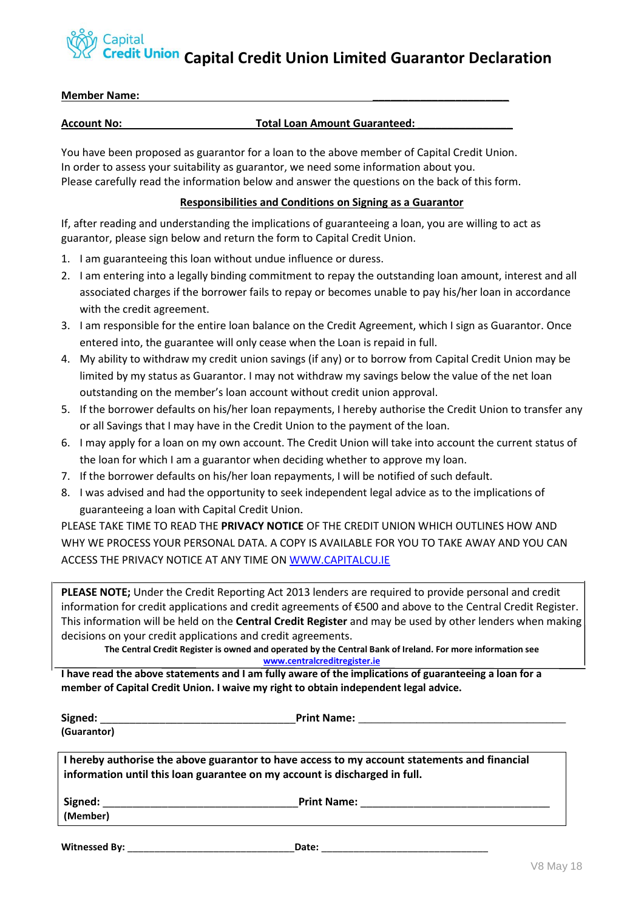Capital Credit Union

# Capital Credit Union Limited Guarantor Declaration

**Member Name:** ________________________

**Account No:** **Total Loan Amount Guaranteed:** ________________

You have been proposed as guarantor for a loan to the above member of Capital Credit Union.
In order to assess your suitability as guarantor, we need some information about you.
Please carefully read the information below and answer the questions on the back of this form.

## Responsibilities and Conditions on Signing as a Guarantor

If, after reading and understanding the implications of guaranteeing a loan, you are willing to act as guarantor, please sign below and return the form to Capital Credit Union.

1. I am guaranteeing this loan without undue influence or duress.
2. I am entering into a legally binding commitment to repay the outstanding loan amount, interest and all associated charges if the borrower fails to repay or becomes unable to pay his/her loan in accordance with the credit agreement.
3. I am responsible for the entire loan balance on the Credit Agreement, which I sign as Guarantor. Once entered into, the guarantee will only cease when the Loan is repaid in full.
4. My ability to withdraw my credit union savings (if any) or to borrow from Capital Credit Union may be limited by my status as Guarantor. I may not withdraw my savings below the value of the net loan outstanding on the member's loan account without credit union approval.
5. If the borrower defaults on his/her loan repayments, I hereby authorise the Credit Union to transfer any or all Savings that I may have in the Credit Union to the payment of the loan.
6. I may apply for a loan on my own account. The Credit Union will take into account the current status of the loan for which I am a guarantor when deciding whether to approve my loan.
7. If the borrower defaults on his/her loan repayments, I will be notified of such default.
8. I was advised and had the opportunity to seek independent legal advice as to the implications of guaranteeing a loan with Capital Credit Union.

PLEASE TAKE TIME TO READ THE **PRIVACY NOTICE** OF THE CREDIT UNION WHICH OUTLINES HOW AND WHY WE PROCESS YOUR PERSONAL DATA. A COPY IS AVAILABLE FOR YOU TO TAKE AWAY AND YOU CAN ACCESS THE PRIVACY NOTICE AT ANY TIME ON WWW.CAPITALCU.IE

**PLEASE NOTE;** Under the Credit Reporting Act 2013 lenders are required to provide personal and credit information for credit applications and credit agreements of €500 and above to the Central Credit Register. This information will be held on the **Central Credit Register** and may be used by other lenders when making decisions on your credit applications and credit agreements.

**The Central Credit Register is owned and operated by the Central Bank of Ireland. For more information see www.centralcreditregister.ie**

**I have read the above statements and I am fully aware of the implications of guaranteeing a loan for a member of Capital Credit Union. I waive my right to obtain independent legal advice.**

**Signed:** ________________________________ **Print Name:** ________________________________
**(Guarantor)**

**I hereby authorise the above guarantor to have access to my account statements and financial information until this loan guarantee on my account is discharged in full.**

**Signed:** ________________________________ **Print Name:** ________________________________
**(Member)**

**Witnessed By:** ____________________________ **Date:** ____________________________

V8 May 18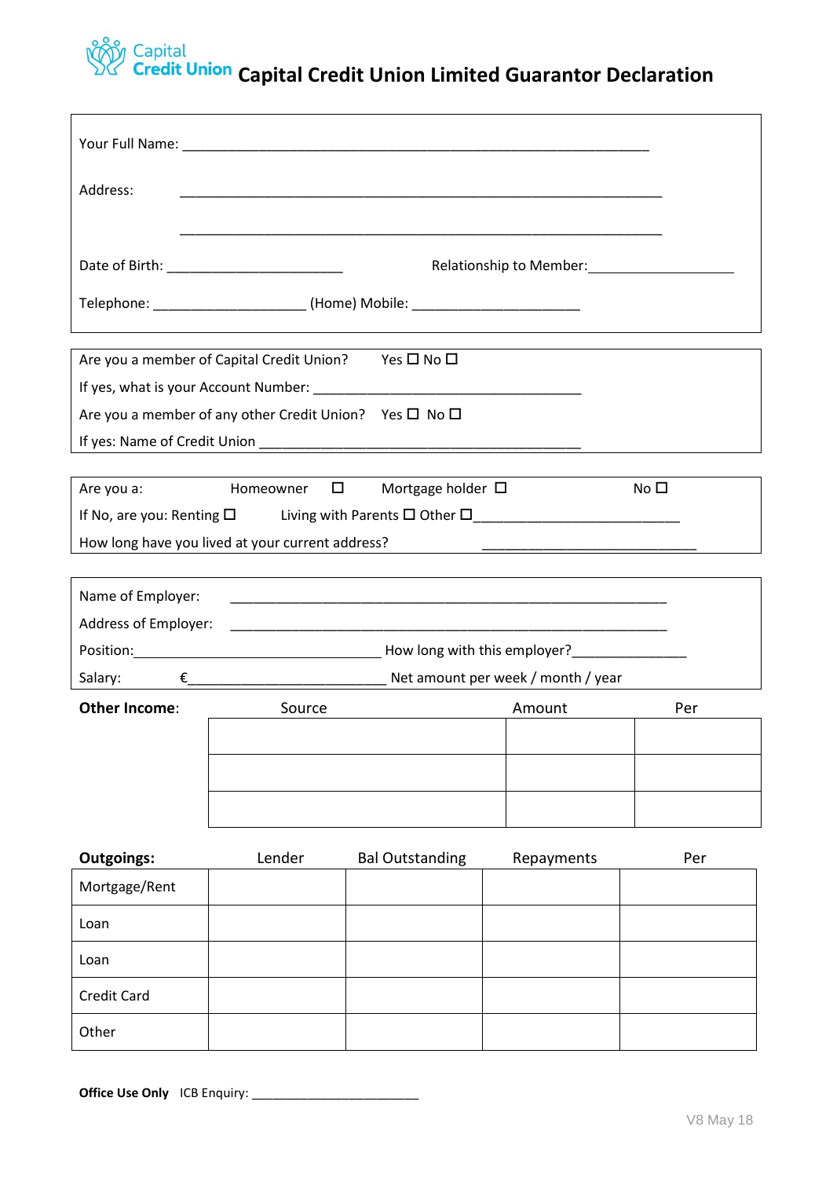# Capital Credit Union Limited Guarantor Declaration

Your Full Name: ____________________________________________________________

Address: ____________________________________________________________

____________________________________________________________

Date of Birth: ________________________ Relationship to Member:____________________

Telephone: ____________________ (Home) Mobile: ______________________

---

Are you a member of Capital Credit Union? Yes ☐ No ☐

If yes, what is your Account Number: ___________________________________

Are you a member of any other Credit Union? Yes ☐ No ☐

If yes: Name of Credit Union ___________________________________________

---

Are you a: Homeowner ☐ Mortgage holder ☐ No ☐

If No, are you: Renting ☐ Living with Parents ☐ Other ☐___________________________

How long have you lived at your current address? ______________________________

---

Name of Employer: ____________________________________________________________

Address of Employer: ____________________________________________________________

Position:________________________________ How long with this employer?_______________

Salary: €__________________________ Net amount per week / month / year

**Other Income**:

| Source | Amount | Per |
|---|---|---|
| | | |
| | | |
| | | |

| **Outgoings:** | Lender | Bal Outstanding | Repayments | Per |
|---|---|---|---|---|
| Mortgage/Rent | | | | |
| Loan | | | | |
| Loan | | | | |
| Credit Card | | | | |
| Other | | | | |

**Office Use Only** ICB Enquiry: _________________________

V8 May 18